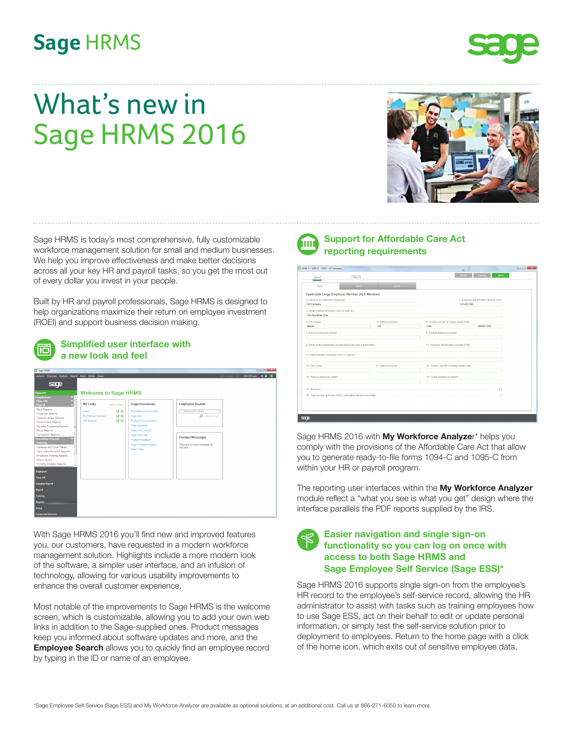# Sage HRMS

# What's new in Sage HRMS 2016

Sage HRMS is today's most comprehensive, fully customizable workforce management solution for small and medium businesses. We help you improve effectiveness and make better decisions across all your key HR and payroll tasks, so you get the most out of every dollar you invest in your people.

Built by HR and payroll professionals, Sage HRMS is designed to help organizations maximize their return on employee investment (ROEI) and support business decision making.

## Simplified user interface with a new look and feel

With Sage HRMS 2016 you'll find new and improved features you, our customers, have requested in a modern workforce management solution. Highlights include a more modern look of the software, a simpler user interface, and an infusion of technology, allowing for various usability improvements to enhance the overall customer experience.

Most notable of the improvements to Sage HRMS is the welcome screen, which is customizable, allowing you to add your own web links in addition to the Sage-supplied ones. Product messages keep you informed about software updates and more, and the **Employee Search** allows you to quickly find an employee record by typing in the ID or name of an employee.

## Support for Affordable Care Act reporting requirements

Sage HRMS 2016 with **My Workforce Analyzer**\* helps you comply with the provisions of the Affordable Care Act that allow you to generate ready-to-file forms 1094-C and 1095-C from within your HR or payroll program.

The reporting user interfaces within the **My Workforce Analyzer** module reflect a "what you see is what you get" design where the interface parallels the PDF reports supplied by the IRS.

## Easier navigation and single sign-on functionality so you can log on once with access to both Sage HRMS and Sage Employee Self Service (Sage ESS)*

Sage HRMS 2016 supports single sign-on from the employee's HR record to the employee's self-service record, allowing the HR administrator to assist with tasks such as training employees how to use Sage ESS, act on their behalf to edit or update personal information, or simply test the self-service solution prior to deployment to employees. Return to the home page with a click of the home icon, which exits out of sensitive employee data.

*Sage Employee Self Service (Sage ESS) and My Workforce Analyzer are available as optional solutions, at an additional cost. Call us at 866-271-6050 to learn more.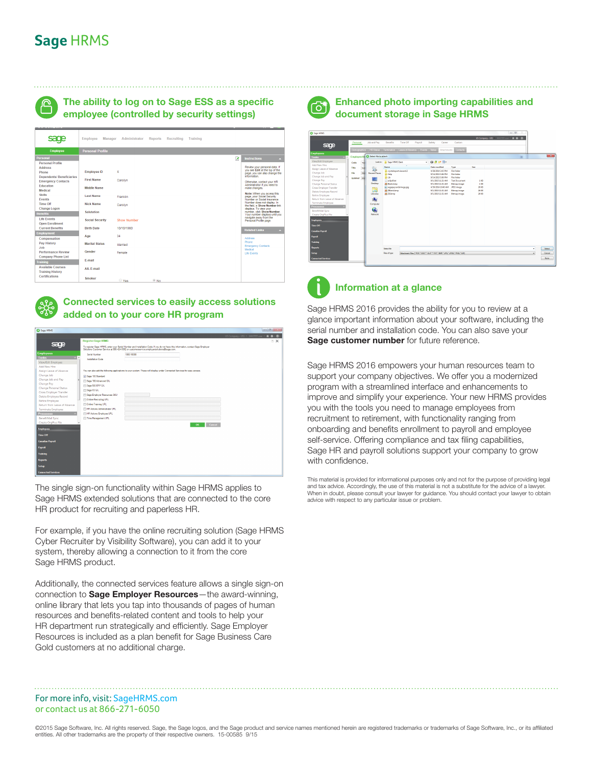# Sage HRMS

## The ability to log on to Sage ESS as a specific employee (controlled by security settings)

## Connected services to easily access solutions added on to your core HR program

The single sign-on functionality within Sage HRMS applies to Sage HRMS extended solutions that are connected to the core HR product for recruiting and paperless HR.

For example, if you have the online recruiting solution (Sage HRMS Cyber Recruiter by Visibility Software), you can add it to your system, thereby allowing a connection to it from the core Sage HRMS product.

Additionally, the connected services feature allows a single sign-on connection to **Sage Employer Resources**—the award-winning, online library that lets you tap into thousands of pages of human resources and benefits-related content and tools to help your HR department run strategically and efficiently. Sage Employer Resources is included as a plan benefit for Sage Business Care Gold customers at no additional charge.

## Enhanced photo importing capabilities and document storage in Sage HRMS

## Information at a glance

Sage HRMS 2016 provides the ability for you to review at a glance important information about your software, including the serial number and installation code. You can also save your **Sage customer number** for future reference.

Sage HRMS 2016 empowers your human resources team to support your company objectives. We offer you a modernized program with a streamlined interface and enhancements to improve and simplify your experience. Your new HRMS provides you with the tools you need to manage employees from recruitment to retirement, with functionality ranging from onboarding and benefits enrollment to payroll and employee self-service. Offering compliance and tax filing capabilities, Sage HR and payroll solutions support your company to grow with confidence.

This material is provided for informational purposes only and not for the purpose of providing legal and tax advice. Accordingly, the use of this material is not a substitute for the advice of a lawyer. When in doubt, please consult your lawyer for guidance. You should contact your lawyer to obtain advice with respect to any particular issue or problem.

For more info, visit: SageHRMS.com
or contact us at 866-271-6050

©2015 Sage Software, Inc. All rights reserved. Sage, the Sage logos, and the Sage product and service names mentioned herein are registered trademarks or trademarks of Sage Software, Inc., or its affiliated entities. All other trademarks are the property of their respective owners. 15-00585 9/15